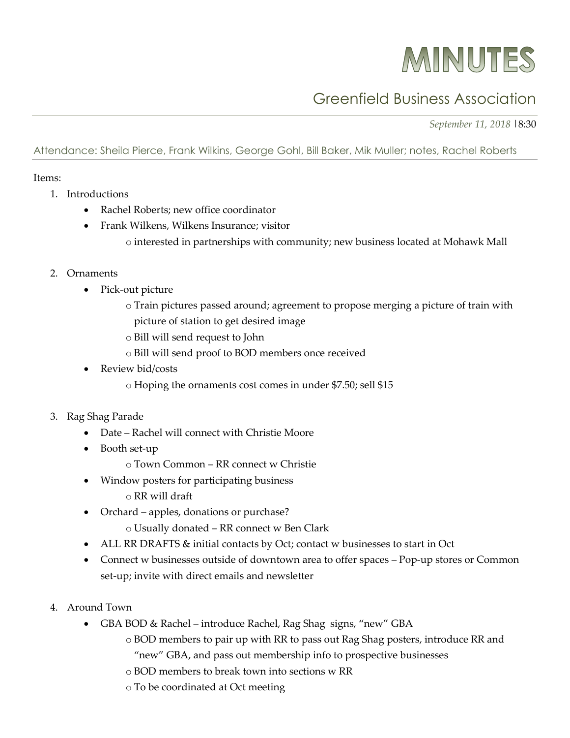# MINUTES

## Greenfield Business Association

*September 11, 2018* | 8:30

Attendance: Sheila Pierce, Frank Wilkins, George Gohl, Bill Baker, Mik Muller; notes, Rachel Roberts

Items:

1. Introductions
   - Rachel Roberts; new office coordinator
   - Frank Wilkens, Wilkens Insurance; visitor
     - interested in partnerships with community; new business located at Mohawk Mall

2. Ornaments
   - Pick-out picture
     - Train pictures passed around; agreement to propose merging a picture of train with picture of station to get desired image
     - Bill will send request to John
     - Bill will send proof to BOD members once received
   - Review bid/costs
     - Hoping the ornaments cost comes in under $7.50; sell $15

3. Rag Shag Parade
   - Date – Rachel will connect with Christie Moore
   - Booth set-up
     - Town Common – RR connect w Christie
   - Window posters for participating business
     - RR will draft
   - Orchard – apples, donations or purchase?
     - Usually donated – RR connect w Ben Clark
   - ALL RR DRAFTS & initial contacts by Oct; contact w businesses to start in Oct
   - Connect w businesses outside of downtown area to offer spaces – Pop-up stores or Common set-up; invite with direct emails and newsletter

4. Around Town
   - GBA BOD & Rachel – introduce Rachel, Rag Shag signs, "new" GBA
     - BOD members to pair up with RR to pass out Rag Shag posters, introduce RR and "new" GBA, and pass out membership info to prospective businesses
     - BOD members to break town into sections w RR
     - To be coordinated at Oct meeting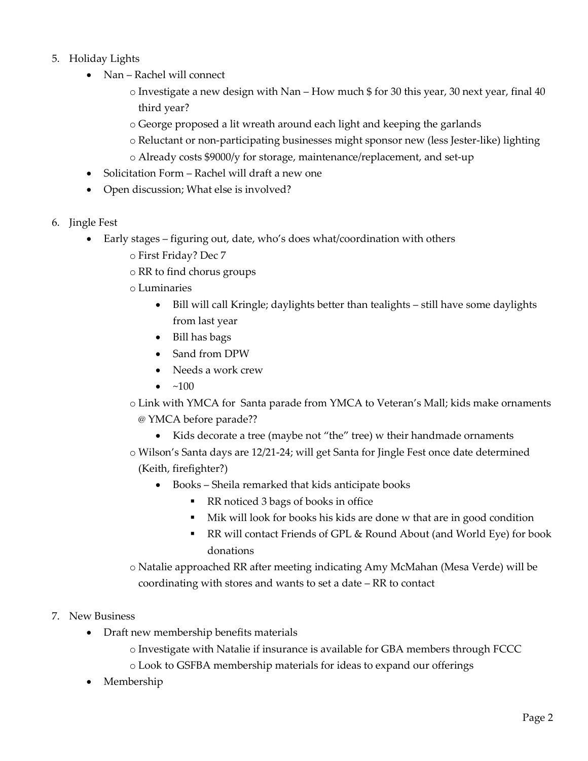5. Holiday Lights
    - Nan – Rachel will connect
        - Investigate a new design with Nan – How much $ for 30 this year, 30 next year, final 40 third year?
        - George proposed a lit wreath around each light and keeping the garlands
        - Reluctant or non-participating businesses might sponsor new (less Jester-like) lighting
        - Already costs $9000/y for storage, maintenance/replacement, and set-up
    - Solicitation Form – Rachel will draft a new one
    - Open discussion; What else is involved?

6. Jingle Fest
    - Early stages – figuring out, date, who's does what/coordination with others
        - First Friday? Dec 7
        - RR to find chorus groups
        - Luminaries
            - Bill will call Kringle; daylights better than tealights – still have some daylights from last year
            - Bill has bags
            - Sand from DPW
            - Needs a work crew
            - ~100
        - Link with YMCA for Santa parade from YMCA to Veteran's Mall; kids make ornaments @ YMCA before parade??
            - Kids decorate a tree (maybe not "the" tree) w their handmade ornaments
        - Wilson's Santa days are 12/21-24; will get Santa for Jingle Fest once date determined (Keith, firefighter?)
            - Books – Sheila remarked that kids anticipate books
                - RR noticed 3 bags of books in office
                - Mik will look for books his kids are done w that are in good condition
                - RR will contact Friends of GPL & Round About (and World Eye) for book donations
        - Natalie approached RR after meeting indicating Amy McMahan (Mesa Verde) will be coordinating with stores and wants to set a date – RR to contact

7. New Business
    - Draft new membership benefits materials
        - Investigate with Natalie if insurance is available for GBA members through FCCC
        - Look to GSFBA membership materials for ideas to expand our offerings
    - Membership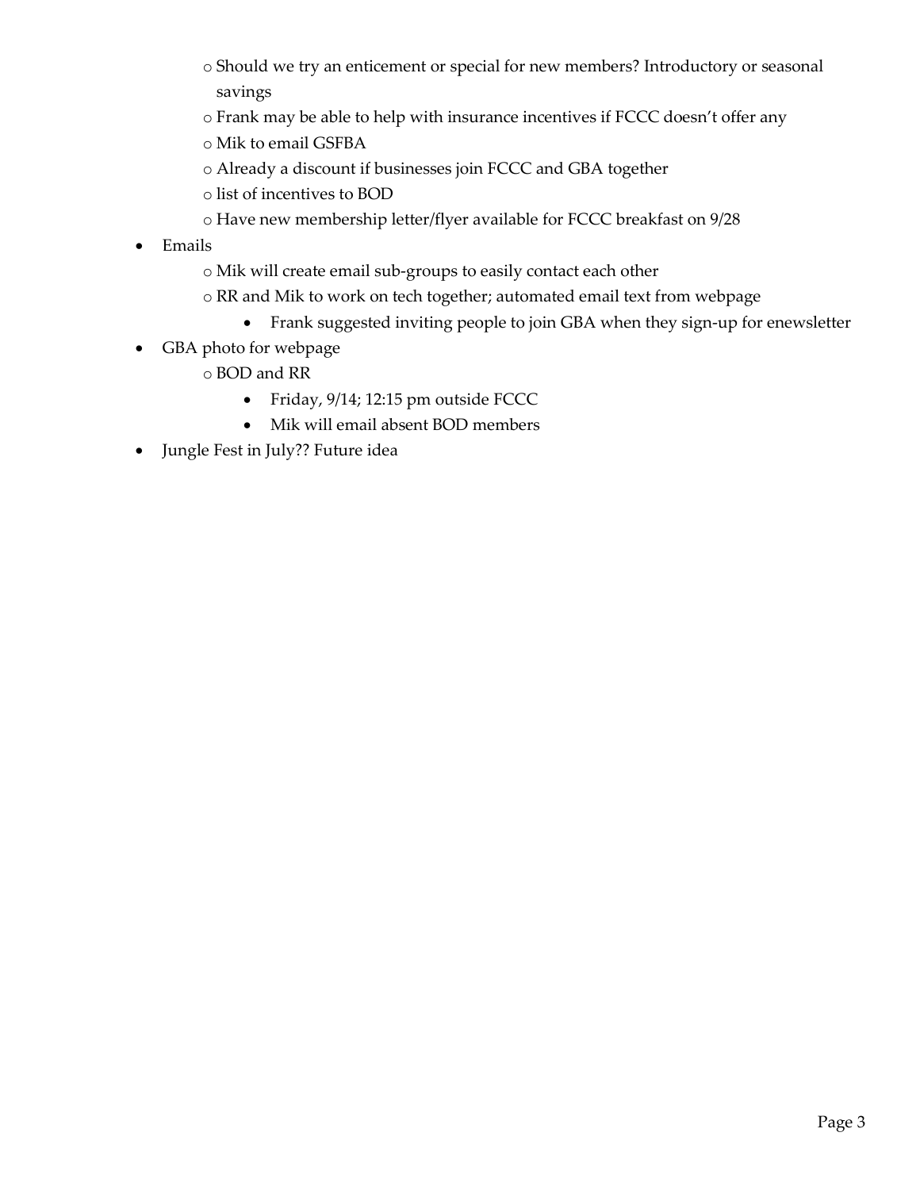- Should we try an enticement or special for new members? Introductory or seasonal savings
  - Frank may be able to help with insurance incentives if FCCC doesn't offer any
  - Mik to email GSFBA
  - Already a discount if businesses join FCCC and GBA together
  - list of incentives to BOD
  - Have new membership letter/flyer available for FCCC breakfast on 9/28
- Emails
  - Mik will create email sub-groups to easily contact each other
  - RR and Mik to work on tech together; automated email text from webpage
    - Frank suggested inviting people to join GBA when they sign-up for enewsletter
- GBA photo for webpage
  - BOD and RR
    - Friday, 9/14; 12:15 pm outside FCCC
    - Mik will email absent BOD members
- Jungle Fest in July?? Future idea